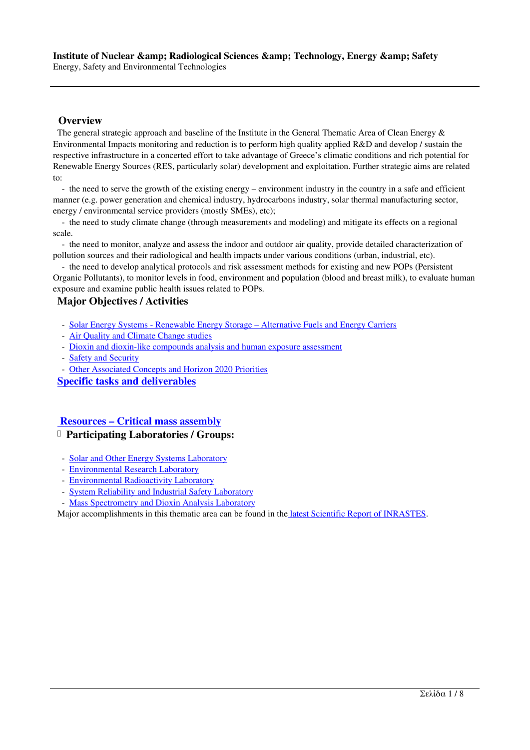**Institute of Nuclear &amp; Radiological Sciences &amp; Technology, Energy &amp; Safety**
Energy, Safety and Environmental Technologies

## Overview

The general strategic approach and baseline of the Institute in the General Thematic Area of Clean Energy & Environmental Impacts monitoring and reduction is to perform high quality applied R&D and develop / sustain the respective infrastructure in a concerted effort to take advantage of Greece's climatic conditions and rich potential for Renewable Energy Sources (RES, particularly solar) development and exploitation. Further strategic aims are related to:

- the need to serve the growth of the existing energy – environment industry in the country in a safe and efficient manner (e.g. power generation and chemical industry, hydrocarbons industry, solar thermal manufacturing sector, energy / environmental service providers (mostly SMEs), etc);
- the need to study climate change (through measurements and modeling) and mitigate its effects on a regional scale.
- the need to monitor, analyze and assess the indoor and outdoor air quality, provide detailed characterization of pollution sources and their radiological and health impacts under various conditions (urban, industrial, etc).
- the need to develop analytical protocols and risk assessment methods for existing and new POPs (Persistent Organic Pollutants), to monitor levels in food, environment and population (blood and breast milk), to evaluate human exposure and examine public health issues related to POPs.

## Major Objectives / Activities

- Solar Energy Systems - Renewable Energy Storage – Alternative Fuels and Energy Carriers
- Air Quality and Climate Change studies
- Dioxin and dioxin-like compounds analysis and human exposure assessment
- Safety and Security
- Other Associated Concepts and Horizon 2020 Priorities

## Specific tasks and deliverables

## Resources – Critical mass assembly

### Participating Laboratories / Groups:

- Solar and Other Energy Systems Laboratory
- Environmental Research Laboratory
- Environmental Radioactivity Laboratory
- System Reliability and Industrial Safety Laboratory
- Mass Spectrometry and Dioxin Analysis Laboratory

Major accomplishments in this thematic area can be found in the latest Scientific Report of INRASTES.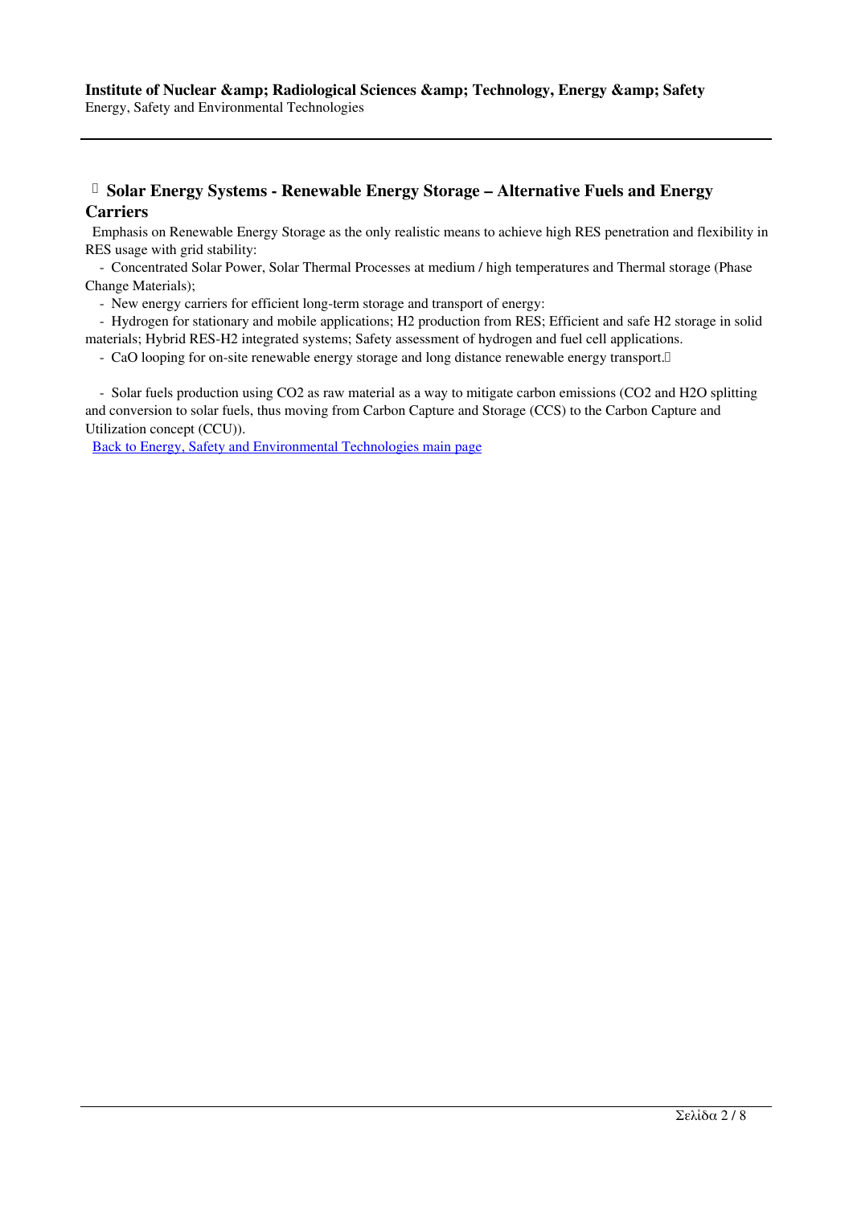## Solar Energy Systems - Renewable Energy Storage – Alternative Fuels and Energy Carriers

Emphasis on Renewable Energy Storage as the only realistic means to achieve high RES penetration and flexibility in RES usage with grid stability:

- Concentrated Solar Power, Solar Thermal Processes at medium / high temperatures and Thermal storage (Phase Change Materials);
- New energy carriers for efficient long-term storage and transport of energy:
- Hydrogen for stationary and mobile applications; $H_2$ production from RES; Efficient and safe $H_2$ storage in solid materials; Hybrid RES-$H_2$ integrated systems; Safety assessment of hydrogen and fuel cell applications.
- CaO looping for on-site renewable energy storage and long distance renewable energy transport.
- Solar fuels production using $CO_2$ as raw material as a way to mitigate carbon emissions ($CO_2$ and $H_2O$ splitting and conversion to solar fuels, thus moving from Carbon Capture and Storage (CCS) to the Carbon Capture and Utilization concept (CCU)).

[Back to Energy, Safety and Environmental Technologies main page]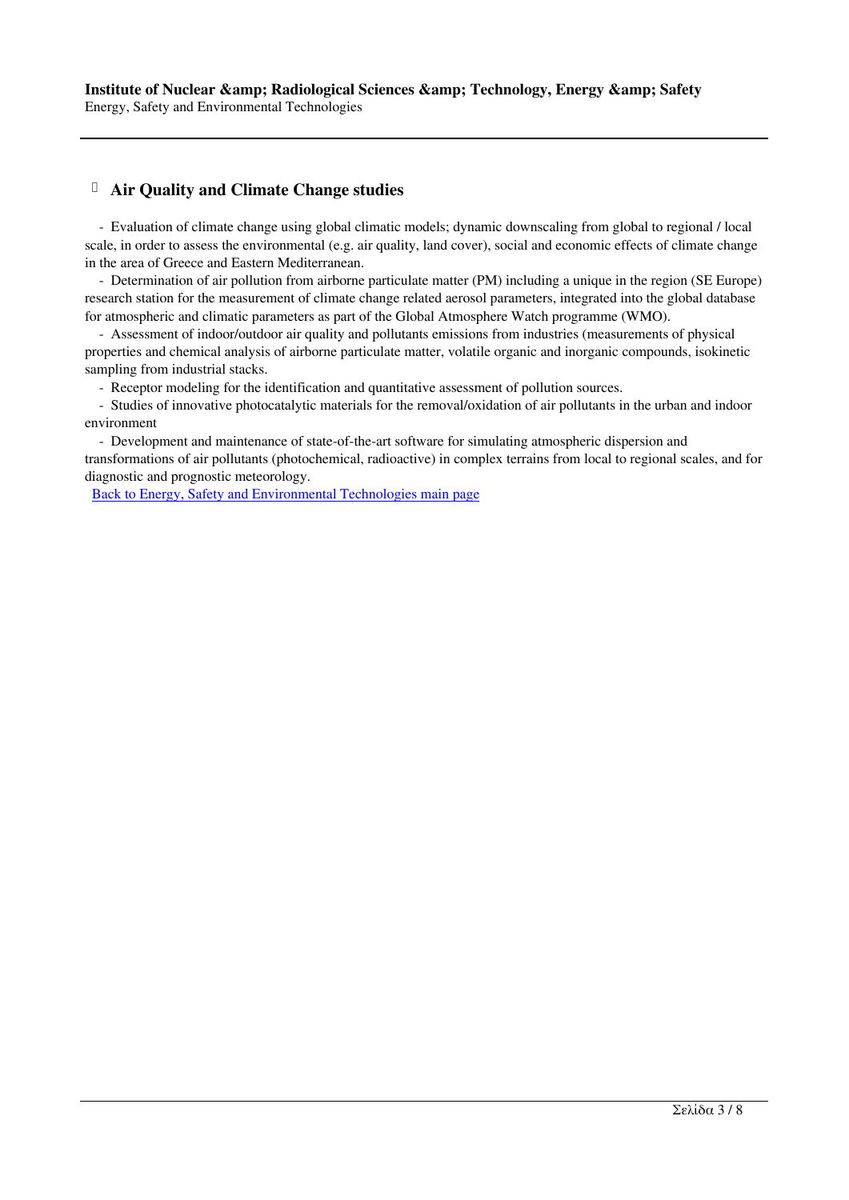## Air Quality and Climate Change studies

- Evaluation of climate change using global climatic models; dynamic downscaling from global to regional / local scale, in order to assess the environmental (e.g. air quality, land cover), social and economic effects of climate change in the area of Greece and Eastern Mediterranean.
- Determination of air pollution from airborne particulate matter (PM) including a unique in the region (SE Europe) research station for the measurement of climate change related aerosol parameters, integrated into the global database for atmospheric and climatic parameters as part of the Global Atmosphere Watch programme (WMO).
- Assessment of indoor/outdoor air quality and pollutants emissions from industries (measurements of physical properties and chemical analysis of airborne particulate matter, volatile organic and inorganic compounds, isokinetic sampling from industrial stacks.
- Receptor modeling for the identification and quantitative assessment of pollution sources.
- Studies of innovative photocatalytic materials for the removal/oxidation of air pollutants in the urban and indoor environment
- Development and maintenance of state-of-the-art software for simulating atmospheric dispersion and transformations of air pollutants (photochemical, radioactive) in complex terrains from local to regional scales, and for diagnostic and prognostic meteorology.

Back to Energy, Safety and Environmental Technologies main page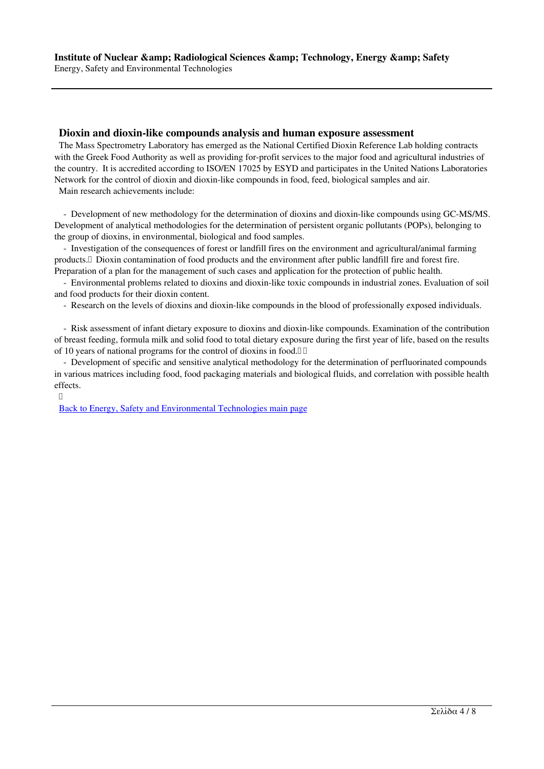## Dioxin and dioxin-like compounds analysis and human exposure assessment

The Mass Spectrometry Laboratory has emerged as the National Certified Dioxin Reference Lab holding contracts with the Greek Food Authority as well as providing for-profit services to the major food and agricultural industries of the country. It is accredited according to ISO/EN 17025 by ESYD and participates in the United Nations Laboratories Network for the control of dioxin and dioxin-like compounds in food, feed, biological samples and air.

Main research achievements include:

- Development of new methodology for the determination of dioxins and dioxin-like compounds using GC-MS/MS. Development of analytical methodologies for the determination of persistent organic pollutants (POPs), belonging to the group of dioxins, in environmental, biological and food samples.
- Investigation of the consequences of forest or landfill fires on the environment and agricultural/animal farming products. Dioxin contamination of food products and the environment after public landfill fire and forest fire. Preparation of a plan for the management of such cases and application for the protection of public health.
- Environmental problems related to dioxins and dioxin-like toxic compounds in industrial zones. Evaluation of soil and food products for their dioxin content.
- Research on the levels of dioxins and dioxin-like compounds in the blood of professionally exposed individuals.
- Risk assessment of infant dietary exposure to dioxins and dioxin-like compounds. Examination of the contribution of breast feeding, formula milk and solid food to total dietary exposure during the first year of life, based on the results of 10 years of national programs for the control of dioxins in food.
- Development of specific and sensitive analytical methodology for the determination of perfluorinated compounds in various matrices including food, food packaging materials and biological fluids, and correlation with possible health effects.

Back to Energy, Safety and Environmental Technologies main page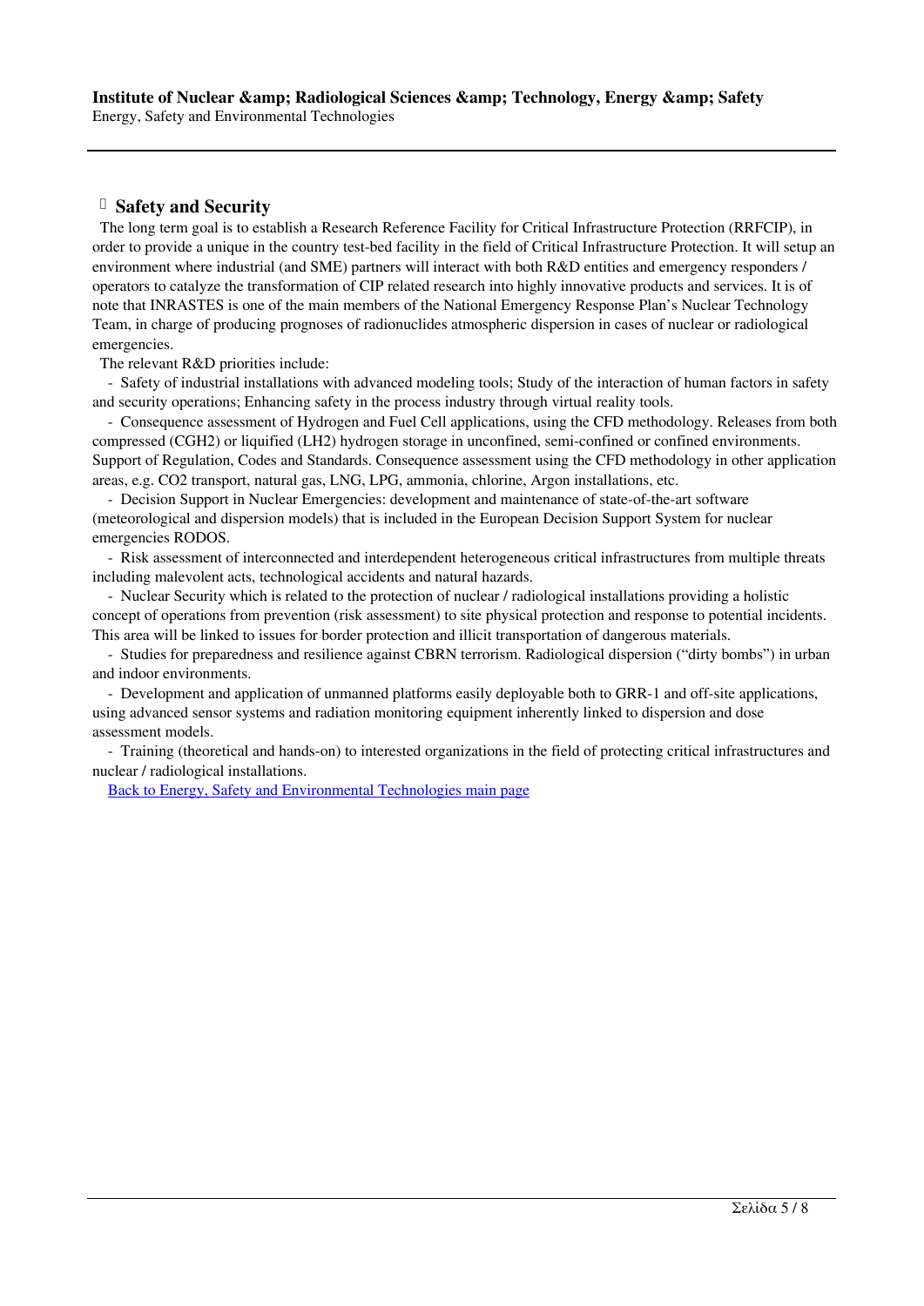## Safety and Security

The long term goal is to establish a Research Reference Facility for Critical Infrastructure Protection (RRFCIP), in order to provide a unique in the country test-bed facility in the field of Critical Infrastructure Protection. It will setup an environment where industrial (and SME) partners will interact with both R&D entities and emergency responders / operators to catalyze the transformation of CIP related research into highly innovative products and services. It is of note that INRASTES is one of the main members of the National Emergency Response Plan's Nuclear Technology Team, in charge of producing prognoses of radionuclides atmospheric dispersion in cases of nuclear or radiological emergencies.

The relevant R&D priorities include:

- Safety of industrial installations with advanced modeling tools; Study of the interaction of human factors in safety and security operations; Enhancing safety in the process industry through virtual reality tools.
- Consequence assessment of Hydrogen and Fuel Cell applications, using the CFD methodology. Releases from both compressed (CGH2) or liquified (LH2) hydrogen storage in unconfined, semi-confined or confined environments. Support of Regulation, Codes and Standards. Consequence assessment using the CFD methodology in other application areas, e.g. $CO_2$ transport, natural gas, LNG, LPG, ammonia, chlorine, Argon installations, etc.
- Decision Support in Nuclear Emergencies: development and maintenance of state-of-the-art software (meteorological and dispersion models) that is included in the European Decision Support System for nuclear emergencies RODOS.
- Risk assessment of interconnected and interdependent heterogeneous critical infrastructures from multiple threats including malevolent acts, technological accidents and natural hazards.
- Nuclear Security which is related to the protection of nuclear / radiological installations providing a holistic concept of operations from prevention (risk assessment) to site physical protection and response to potential incidents. This area will be linked to issues for border protection and illicit transportation of dangerous materials.
- Studies for preparedness and resilience against CBRN terrorism. Radiological dispersion ("dirty bombs") in urban and indoor environments.
- Development and application of unmanned platforms easily deployable both to GRR-1 and off-site applications, using advanced sensor systems and radiation monitoring equipment inherently linked to dispersion and dose assessment models.
- Training (theoretical and hands-on) to interested organizations in the field of protecting critical infrastructures and nuclear / radiological installations.

[Back to Energy, Safety and Environmental Technologies main page]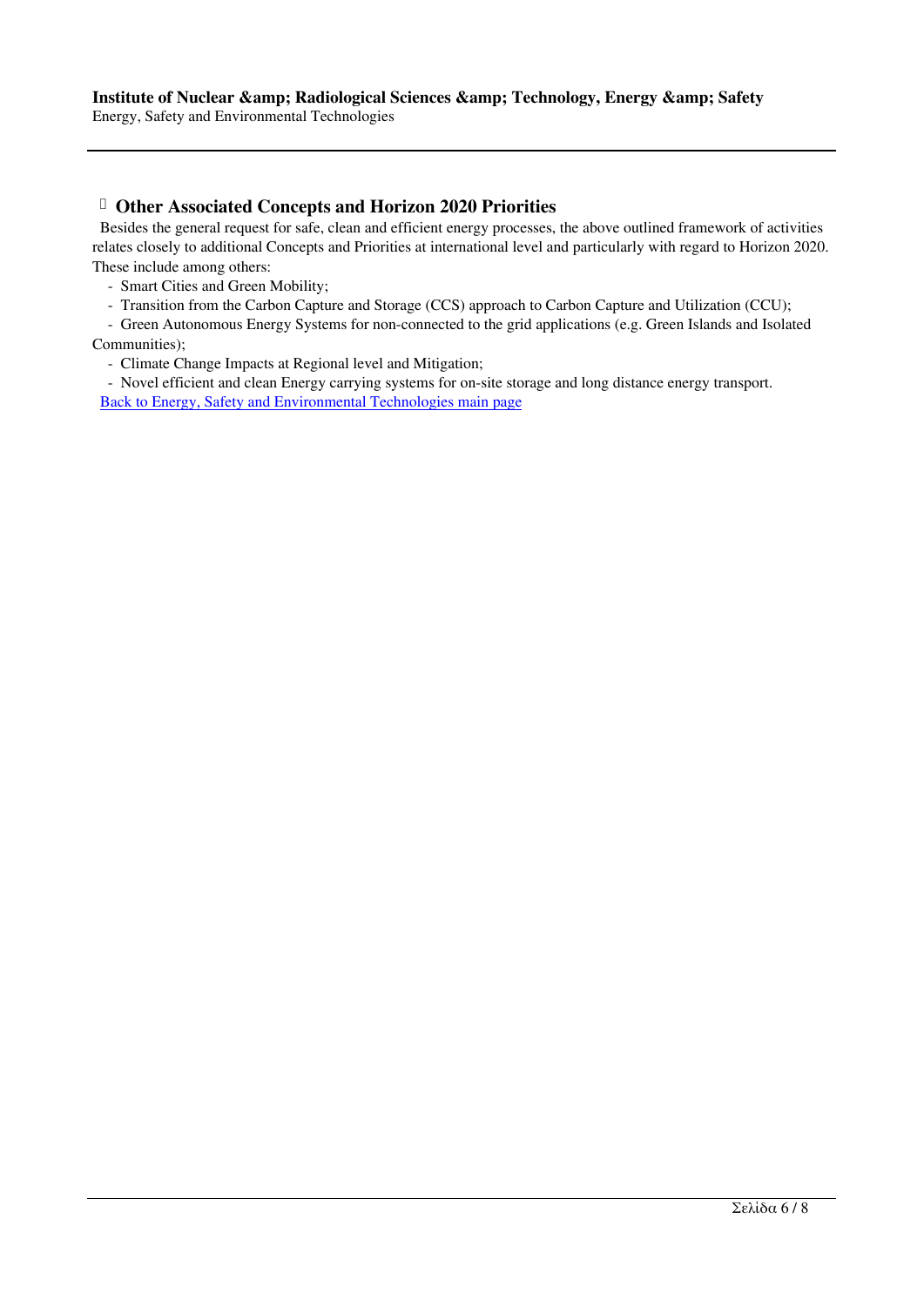## Other Associated Concepts and Horizon 2020 Priorities

Besides the general request for safe, clean and efficient energy processes, the above outlined framework of activities relates closely to additional Concepts and Priorities at international level and particularly with regard to Horizon 2020. These include among others:

- Smart Cities and Green Mobility;
- Transition from the Carbon Capture and Storage (CCS) approach to Carbon Capture and Utilization (CCU);
- Green Autonomous Energy Systems for non-connected to the grid applications (e.g. Green Islands and Isolated Communities);
- Climate Change Impacts at Regional level and Mitigation;
- Novel efficient and clean Energy carrying systems for on-site storage and long distance energy transport.

Back to Energy, Safety and Environmental Technologies main page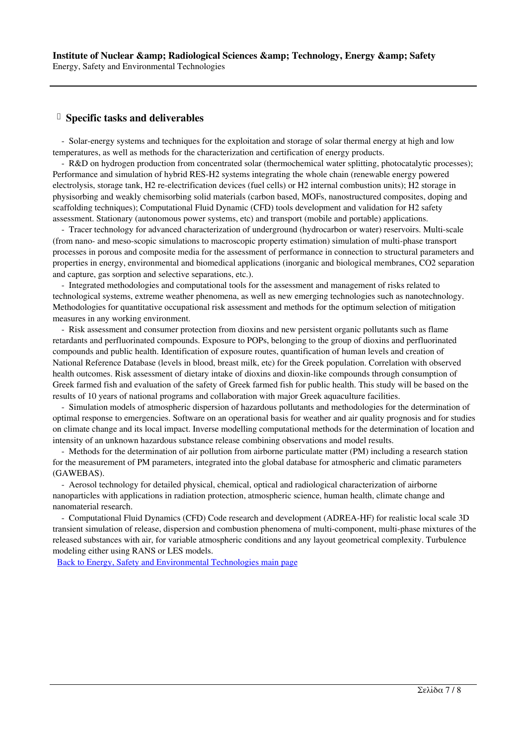## Specific tasks and deliverables

- Solar-energy systems and techniques for the exploitation and storage of solar thermal energy at high and low temperatures, as well as methods for the characterization and certification of energy products.
- R&D on hydrogen production from concentrated solar (thermochemical water splitting, photocatalytic processes); Performance and simulation of hybrid RES-$H_2$ systems integrating the whole chain (renewable energy powered electrolysis, storage tank, $H_2$ re-electrification devices (fuel cells) or $H_2$ internal combustion units); $H_2$ storage in physisorbing and weakly chemisorbing solid materials (carbon based, MOFs, nanostructured composites, doping and scaffolding techniques); Computational Fluid Dynamic (CFD) tools development and validation for $H_2$ safety assessment. Stationary (autonomous power systems, etc) and transport (mobile and portable) applications.
- Tracer technology for advanced characterization of underground (hydrocarbon or water) reservoirs. Multi-scale (from nano- and meso-scopic simulations to macroscopic property estimation) simulation of multi-phase transport processes in porous and composite media for the assessment of performance in connection to structural parameters and properties in energy, environmental and biomedical applications (inorganic and biological membranes, $CO_2$ separation and capture, gas sorption and selective separations, etc.).
- Integrated methodologies and computational tools for the assessment and management of risks related to technological systems, extreme weather phenomena, as well as new emerging technologies such as nanotechnology. Methodologies for quantitative occupational risk assessment and methods for the optimum selection of mitigation measures in any working environment.
- Risk assessment and consumer protection from dioxins and new persistent organic pollutants such as flame retardants and perfluorinated compounds. Exposure to POPs, belonging to the group of dioxins and perfluorinated compounds and public health. Identification of exposure routes, quantification of human levels and creation of National Reference Database (levels in blood, breast milk, etc) for the Greek population. Correlation with observed health outcomes. Risk assessment of dietary intake of dioxins and dioxin-like compounds through consumption of Greek farmed fish and evaluation of the safety of Greek farmed fish for public health. This study will be based on the results of 10 years of national programs and collaboration with major Greek aquaculture facilities.
- Simulation models of atmospheric dispersion of hazardous pollutants and methodologies for the determination of optimal response to emergencies. Software on an operational basis for weather and air quality prognosis and for studies on climate change and its local impact. Inverse modelling computational methods for the determination of location and intensity of an unknown hazardous substance release combining observations and model results.
- Methods for the determination of air pollution from airborne particulate matter (PM) including a research station for the measurement of PM parameters, integrated into the global database for atmospheric and climatic parameters (GAWEBAS).
- Aerosol technology for detailed physical, chemical, optical and radiological characterization of airborne nanoparticles with applications in radiation protection, atmospheric science, human health, climate change and nanomaterial research.
- Computational Fluid Dynamics (CFD) Code research and development (ADREA-HF) for realistic local scale 3D transient simulation of release, dispersion and combustion phenomena of multi-component, multi-phase mixtures of the released substances with air, for variable atmospheric conditions and any layout geometrical complexity. Turbulence modeling either using RANS or LES models.

[Back to Energy, Safety and Environmental Technologies main page]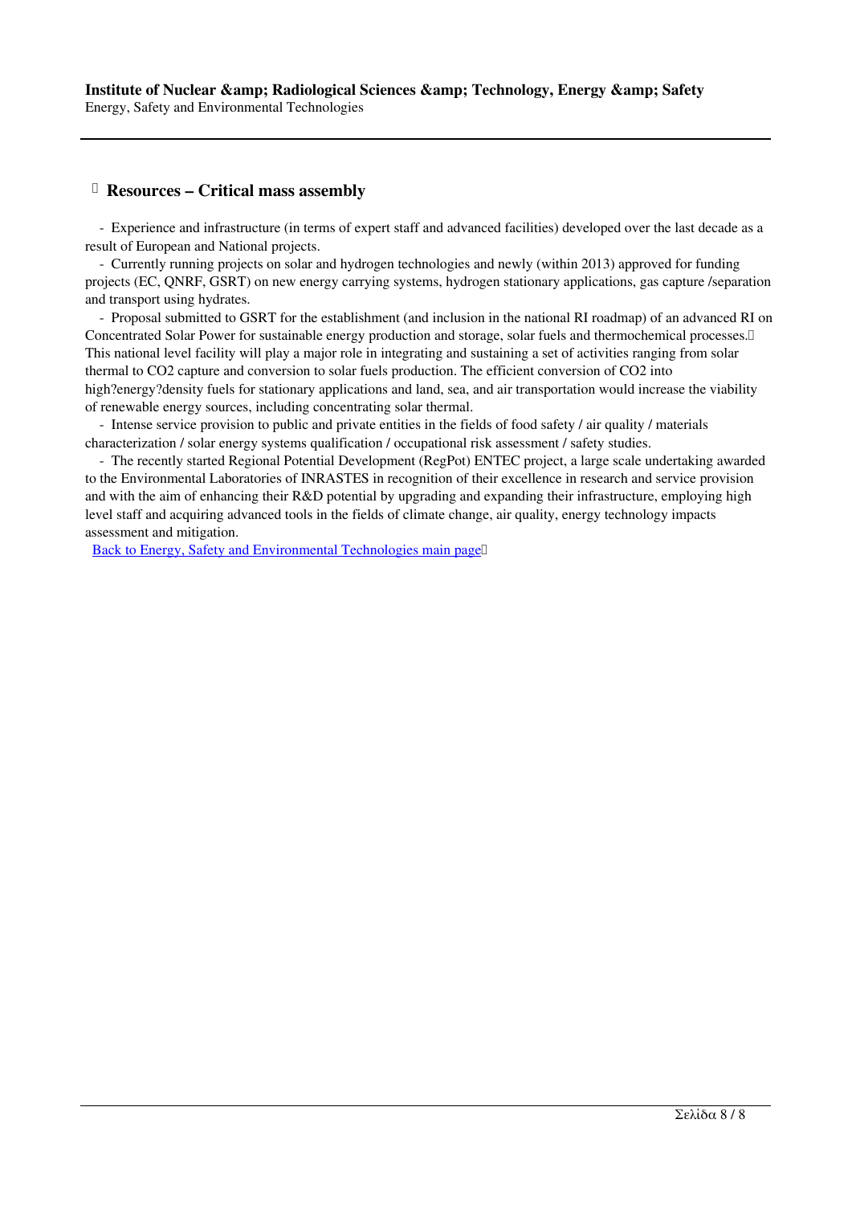## Resources – Critical mass assembly

- Experience and infrastructure (in terms of expert staff and advanced facilities) developed over the last decade as a result of European and National projects.
- Currently running projects on solar and hydrogen technologies and newly (within 2013) approved for funding projects (EC, QNRF, GSRT) on new energy carrying systems, hydrogen stationary applications, gas capture /separation and transport using hydrates.
- Proposal submitted to GSRT for the establishment (and inclusion in the national RI roadmap) of an advanced RI on Concentrated Solar Power for sustainable energy production and storage, solar fuels and thermochemical processes. This national level facility will play a major role in integrating and sustaining a set of activities ranging from solar thermal to $CO_2$ capture and conversion to solar fuels production. The efficient conversion of $CO_2$ into high?energy?density fuels for stationary applications and land, sea, and air transportation would increase the viability of renewable energy sources, including concentrating solar thermal.
- Intense service provision to public and private entities in the fields of food safety / air quality / materials characterization / solar energy systems qualification / occupational risk assessment / safety studies.
- The recently started Regional Potential Development (RegPot) ENTEC project, a large scale undertaking awarded to the Environmental Laboratories of INRASTES in recognition of their excellence in research and service provision and with the aim of enhancing their R&D potential by upgrading and expanding their infrastructure, employing high level staff and acquiring advanced tools in the fields of climate change, air quality, energy technology impacts assessment and mitigation.

Back to Energy, Safety and Environmental Technologies main page